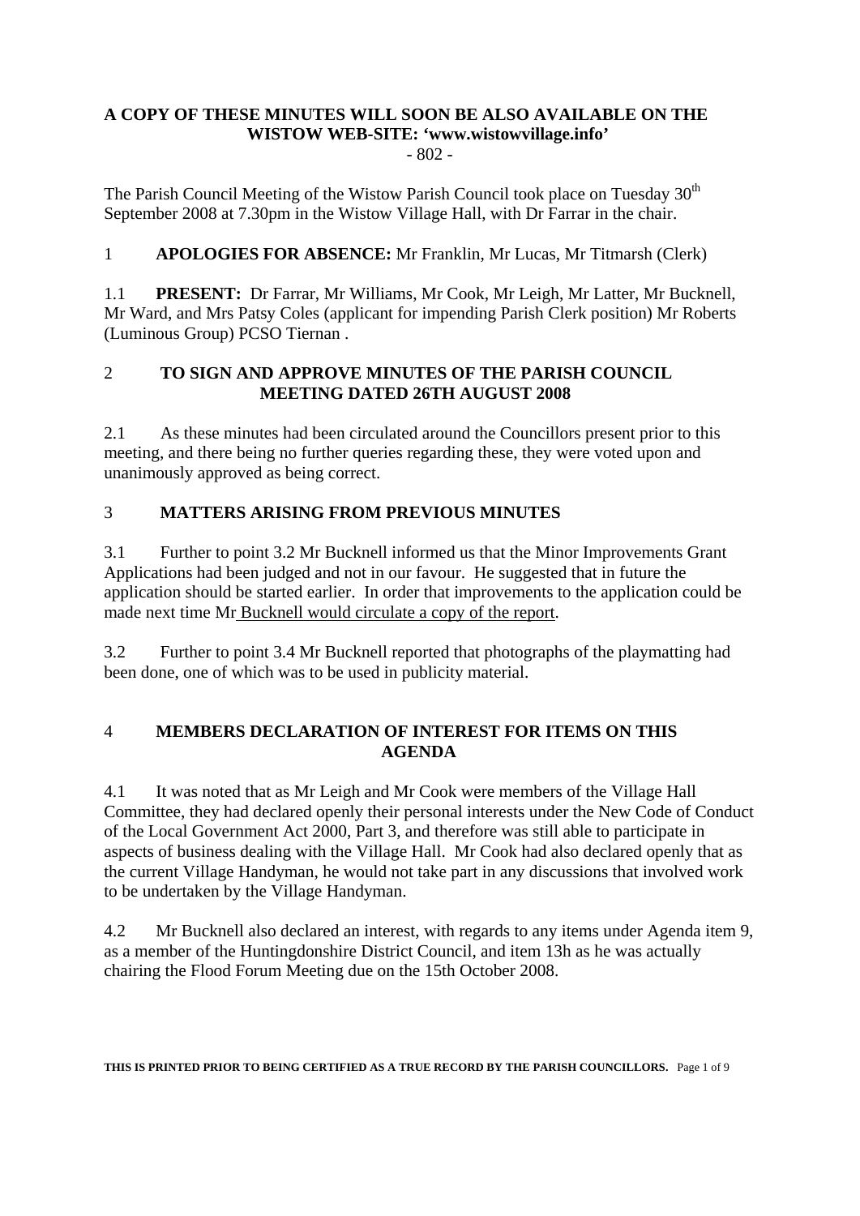**A COPY OF THESE MINUTES WILL SOON BE ALSO AVAILABLE ON THE WISTOW WEB-SITE: 'www.wistowvillage.info'**

- 802 -

The Parish Council Meeting of the Wistow Parish Council took place on Tuesday 30th September 2008 at 7.30pm in the Wistow Village Hall, with Dr Farrar in the chair.

1 **APOLOGIES FOR ABSENCE:** Mr Franklin, Mr Lucas, Mr Titmarsh (Clerk)

1.1 **PRESENT:** Dr Farrar, Mr Williams, Mr Cook, Mr Leigh, Mr Latter, Mr Bucknell, Mr Ward, and Mrs Patsy Coles (applicant for impending Parish Clerk position) Mr Roberts (Luminous Group) PCSO Tiernan .

## 2 TO SIGN AND APPROVE MINUTES OF THE PARISH COUNCIL MEETING DATED 26TH AUGUST 2008

2.1 As these minutes had been circulated around the Councillors present prior to this meeting, and there being no further queries regarding these, they were voted upon and unanimously approved as being correct.

## 3 MATTERS ARISING FROM PREVIOUS MINUTES

3.1 Further to point 3.2 Mr Bucknell informed us that the Minor Improvements Grant Applications had been judged and not in our favour. He suggested that in future the application should be started earlier. In order that improvements to the application could be made next time Mr Bucknell would circulate a copy of the report.

3.2 Further to point 3.4 Mr Bucknell reported that photographs of the playmatting had been done, one of which was to be used in publicity material.

## 4 MEMBERS DECLARATION OF INTEREST FOR ITEMS ON THIS AGENDA

4.1 It was noted that as Mr Leigh and Mr Cook were members of the Village Hall Committee, they had declared openly their personal interests under the New Code of Conduct of the Local Government Act 2000, Part 3, and therefore was still able to participate in aspects of business dealing with the Village Hall. Mr Cook had also declared openly that as the current Village Handyman, he would not take part in any discussions that involved work to be undertaken by the Village Handyman.

4.2 Mr Bucknell also declared an interest, with regards to any items under Agenda item 9, as a member of the Huntingdonshire District Council, and item 13h as he was actually chairing the Flood Forum Meeting due on the 15th October 2008.

**THIS IS PRINTED PRIOR TO BEING CERTIFIED AS A TRUE RECORD BY THE PARISH COUNCILLORS.**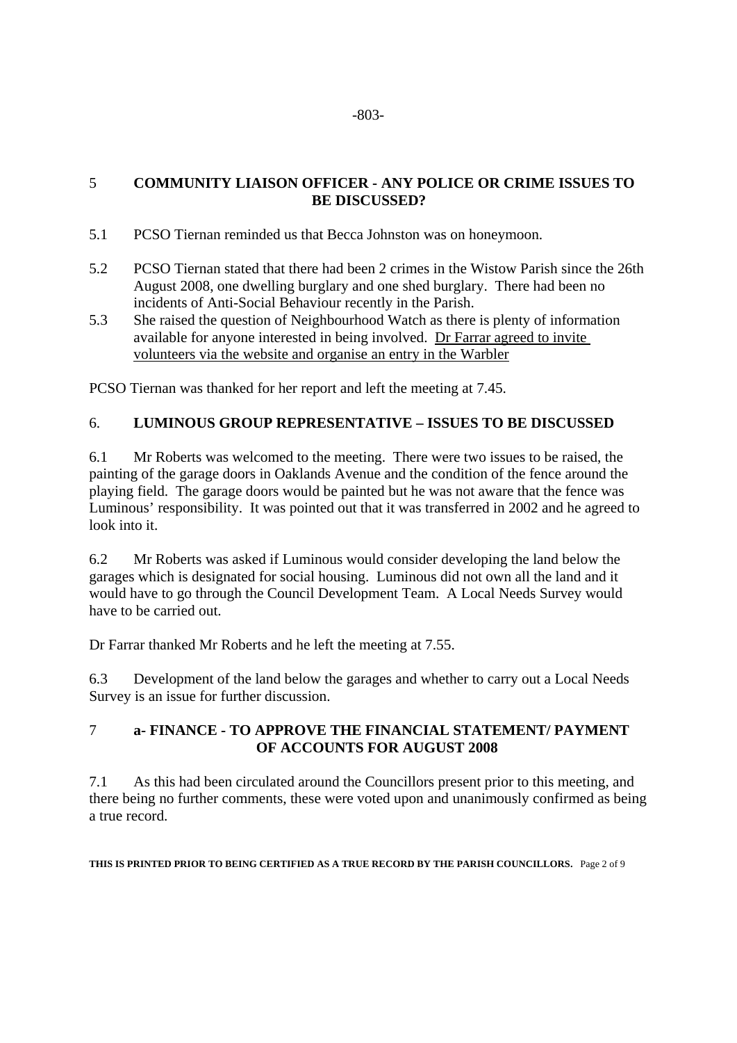## 5 COMMUNITY LIAISON OFFICER - ANY POLICE OR CRIME ISSUES TO BE DISCUSSED?

5.1 PCSO Tiernan reminded us that Becca Johnston was on honeymoon.

5.2 PCSO Tiernan stated that there had been 2 crimes in the Wistow Parish since the 26th August 2008, one dwelling burglary and one shed burglary. There had been no incidents of Anti-Social Behaviour recently in the Parish.

5.3 She raised the question of Neighbourhood Watch as there is plenty of information available for anyone interested in being involved. <u>Dr Farrar agreed to invite volunteers via the website and organise an entry in the Warbler</u>

PCSO Tiernan was thanked for her report and left the meeting at 7.45.

## 6. LUMINOUS GROUP REPRESENTATIVE – ISSUES TO BE DISCUSSED

6.1 Mr Roberts was welcomed to the meeting. There were two issues to be raised, the painting of the garage doors in Oaklands Avenue and the condition of the fence around the playing field. The garage doors would be painted but he was not aware that the fence was Luminous' responsibility. It was pointed out that it was transferred in 2002 and he agreed to look into it.

6.2 Mr Roberts was asked if Luminous would consider developing the land below the garages which is designated for social housing. Luminous did not own all the land and it would have to go through the Council Development Team. A Local Needs Survey would have to be carried out.

Dr Farrar thanked Mr Roberts and he left the meeting at 7.55.

6.3 Development of the land below the garages and whether to carry out a Local Needs Survey is an issue for further discussion.

## 7 a- FINANCE - TO APPROVE THE FINANCIAL STATEMENT/ PAYMENT OF ACCOUNTS FOR AUGUST 2008

7.1 As this had been circulated around the Councillors present prior to this meeting, and there being no further comments, these were voted upon and unanimously confirmed as being a true record.

**THIS IS PRINTED PRIOR TO BEING CERTIFIED AS A TRUE RECORD BY THE PARISH COUNCILLORS.**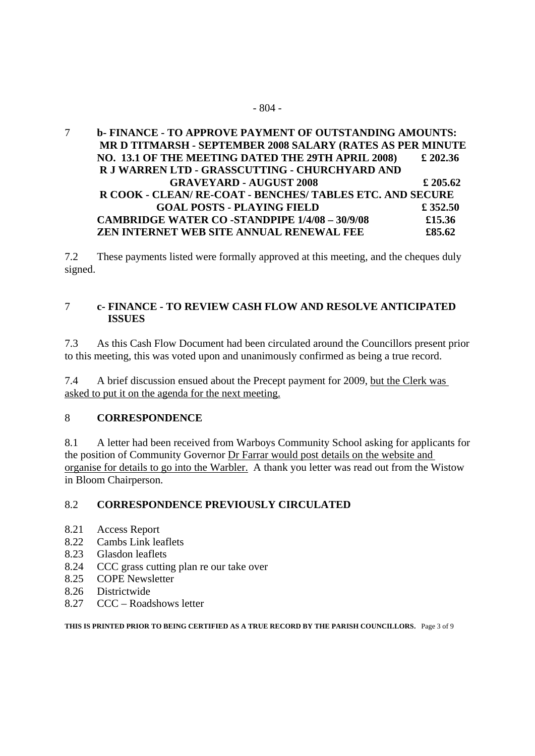7 **b- FINANCE - TO APPROVE PAYMENT OF OUTSTANDING AMOUNTS:**

| | |
|---|---|
| **MR D TITMARSH - SEPTEMBER 2008 SALARY (RATES AS PER MINUTE NO. 13.1 OF THE MEETING DATED THE 29TH APRIL 2008)** | **£ 202.36** |
| **R J WARREN LTD - GRASSCUTTING - CHURCHYARD AND GRAVEYARD - AUGUST 2008** | **£ 205.62** |
| **R COOK - CLEAN/ RE-COAT - BENCHES/ TABLES ETC. AND SECURE GOAL POSTS - PLAYING FIELD** | **£ 352.50** |
| **CAMBRIDGE WATER CO -STANDPIPE 1/4/08 – 30/9/08** | **£15.36** |
| **ZEN INTERNET WEB SITE ANNUAL RENEWAL FEE** | **£85.62** |

7.2 These payments listed were formally approved at this meeting, and the cheques duly signed.

7 **c- FINANCE - TO REVIEW CASH FLOW AND RESOLVE ANTICIPATED ISSUES**

7.3 As this Cash Flow Document had been circulated around the Councillors present prior to this meeting, this was voted upon and unanimously confirmed as being a true record.

7.4 A brief discussion ensued about the Precept payment for 2009, but the Clerk was asked to put it on the agenda for the next meeting.

8 **CORRESPONDENCE**

8.1 A letter had been received from Warboys Community School asking for applicants for the position of Community Governor Dr Farrar would post details on the website and organise for details to go into the Warbler. A thank you letter was read out from the Wistow in Bloom Chairperson.

8.2 **CORRESPONDENCE PREVIOUSLY CIRCULATED**

8.21 Access Report
8.22 Cambs Link leaflets
8.23 Glasdon leaflets
8.24 CCC grass cutting plan re our take over
8.25 COPE Newsletter
8.26 Districtwide
8.27 CCC – Roadshows letter

**THIS IS PRINTED PRIOR TO BEING CERTIFIED AS A TRUE RECORD BY THE PARISH COUNCILLORS.**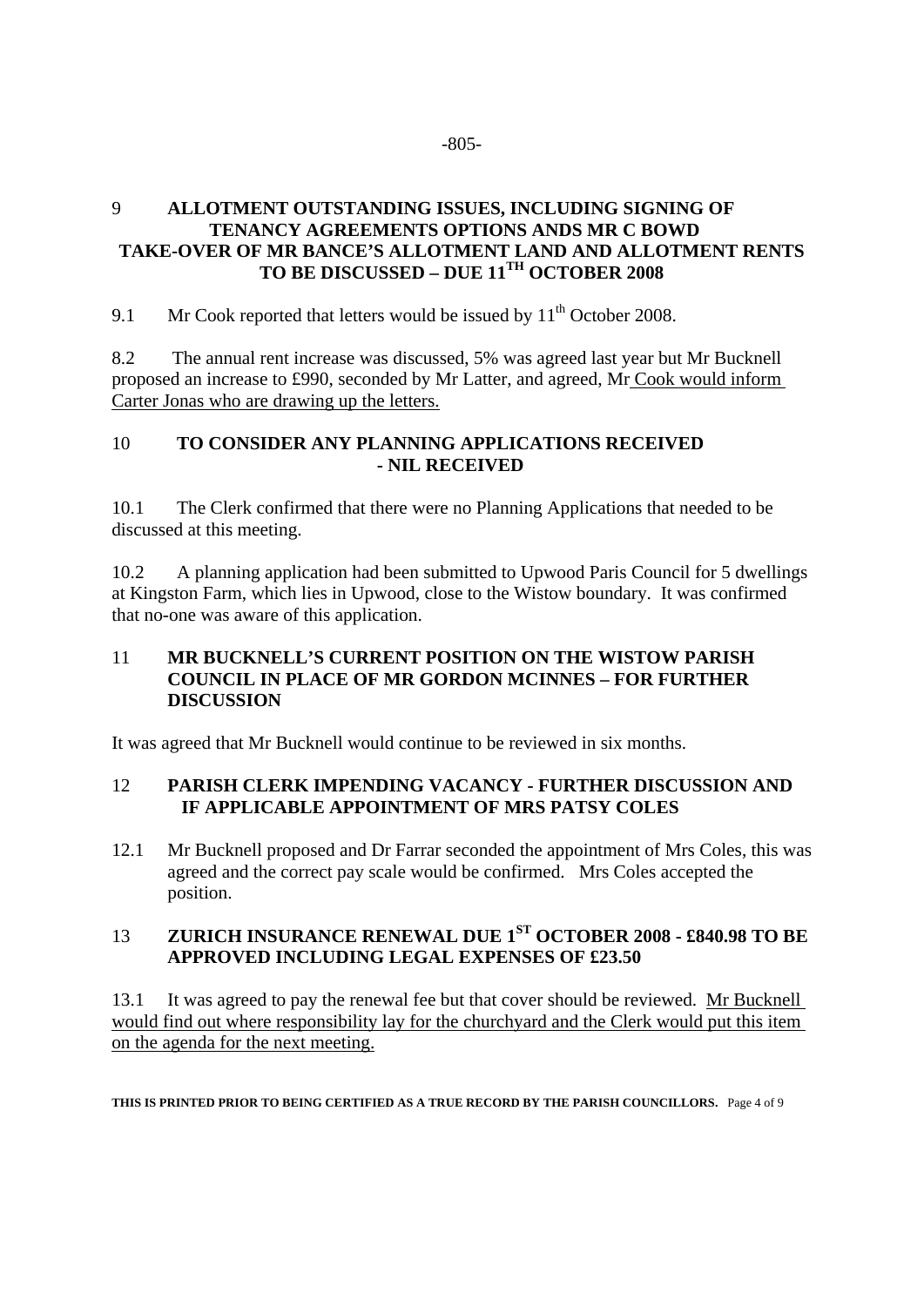## 9 ALLOTMENT OUTSTANDING ISSUES, INCLUDING SIGNING OF TENANCY AGREEMENTS OPTIONS ANDS MR C BOWD TAKE-OVER OF MR BANCE'S ALLOTMENT LAND AND ALLOTMENT RENTS TO BE DISCUSSED – DUE 11TH OCTOBER 2008

9.1 Mr Cook reported that letters would be issued by 11th October 2008.

8.2 The annual rent increase was discussed, 5% was agreed last year but Mr Bucknell proposed an increase to £990, seconded by Mr Latter, and agreed, Mr Cook would inform Carter Jonas who are drawing up the letters.

## 10 TO CONSIDER ANY PLANNING APPLICATIONS RECEIVED - NIL RECEIVED

10.1 The Clerk confirmed that there were no Planning Applications that needed to be discussed at this meeting.

10.2 A planning application had been submitted to Upwood Paris Council for 5 dwellings at Kingston Farm, which lies in Upwood, close to the Wistow boundary. It was confirmed that no-one was aware of this application.

## 11 MR BUCKNELL'S CURRENT POSITION ON THE WISTOW PARISH COUNCIL IN PLACE OF MR GORDON MCINNES – FOR FURTHER DISCUSSION

It was agreed that Mr Bucknell would continue to be reviewed in six months.

## 12 PARISH CLERK IMPENDING VACANCY - FURTHER DISCUSSION AND IF APPLICABLE APPOINTMENT OF MRS PATSY COLES

12.1 Mr Bucknell proposed and Dr Farrar seconded the appointment of Mrs Coles, this was agreed and the correct pay scale would be confirmed. Mrs Coles accepted the position.

## 13 ZURICH INSURANCE RENEWAL DUE 1ST OCTOBER 2008 - £840.98 TO BE APPROVED INCLUDING LEGAL EXPENSES OF £23.50

13.1 It was agreed to pay the renewal fee but that cover should be reviewed. Mr Bucknell would find out where responsibility lay for the churchyard and the Clerk would put this item on the agenda for the next meeting.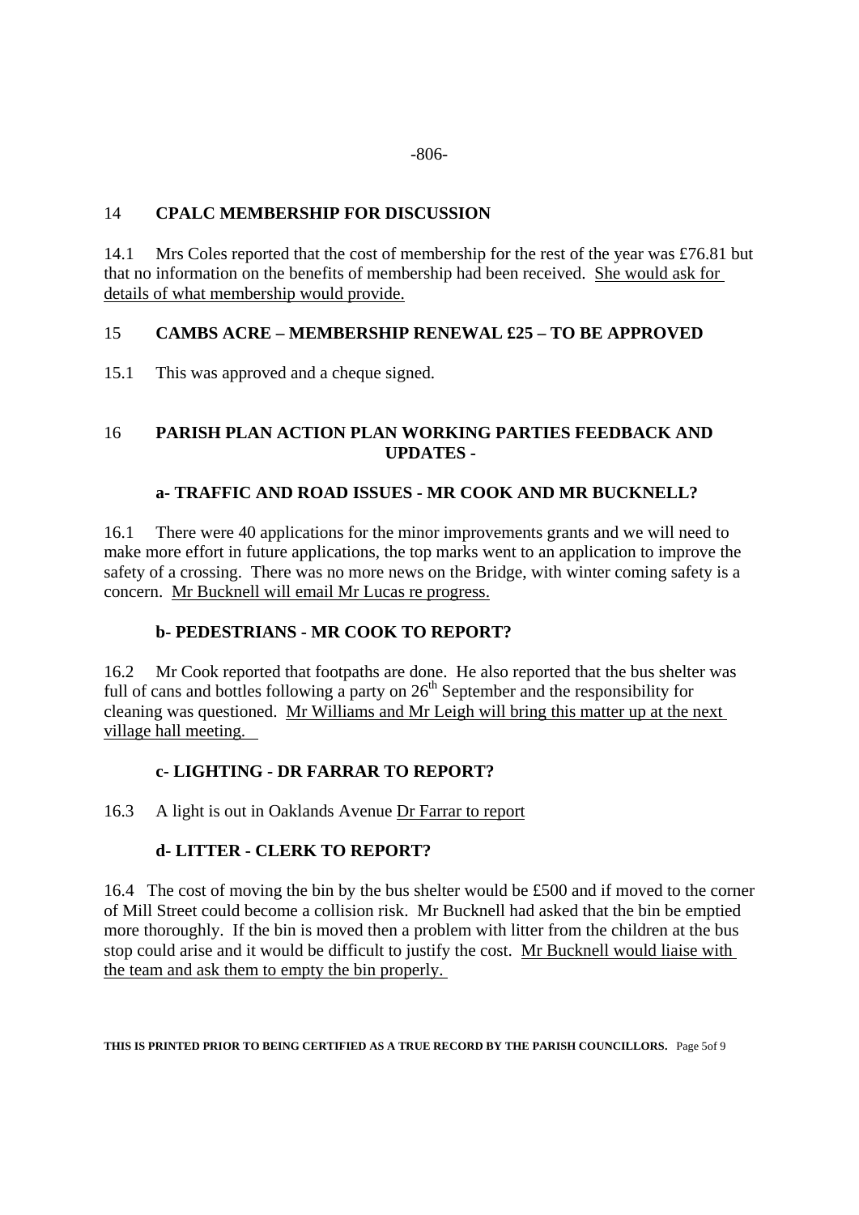## 14 CPALC MEMBERSHIP FOR DISCUSSION

14.1 Mrs Coles reported that the cost of membership for the rest of the year was £76.81 but that no information on the benefits of membership had been received. She would ask for details of what membership would provide.

## 15 CAMBS ACRE – MEMBERSHIP RENEWAL £25 – TO BE APPROVED

15.1 This was approved and a cheque signed.

## 16 PARISH PLAN ACTION PLAN WORKING PARTIES FEEDBACK AND UPDATES -

### a- TRAFFIC AND ROAD ISSUES - MR COOK AND MR BUCKNELL?

16.1 There were 40 applications for the minor improvements grants and we will need to make more effort in future applications, the top marks went to an application to improve the safety of a crossing. There was no more news on the Bridge, with winter coming safety is a concern. Mr Bucknell will email Mr Lucas re progress.

### b- PEDESTRIANS - MR COOK TO REPORT?

16.2 Mr Cook reported that footpaths are done. He also reported that the bus shelter was full of cans and bottles following a party on 26th September and the responsibility for cleaning was questioned. Mr Williams and Mr Leigh will bring this matter up at the next village hall meeting.

### c- LIGHTING - DR FARRAR TO REPORT?

16.3 A light is out in Oaklands Avenue Dr Farrar to report

### d- LITTER - CLERK TO REPORT?

16.4 The cost of moving the bin by the bus shelter would be £500 and if moved to the corner of Mill Street could become a collision risk. Mr Bucknell had asked that the bin be emptied more thoroughly. If the bin is moved then a problem with litter from the children at the bus stop could arise and it would be difficult to justify the cost. Mr Bucknell would liaise with the team and ask them to empty the bin properly.

**THIS IS PRINTED PRIOR TO BEING CERTIFIED AS A TRUE RECORD BY THE PARISH COUNCILLORS.**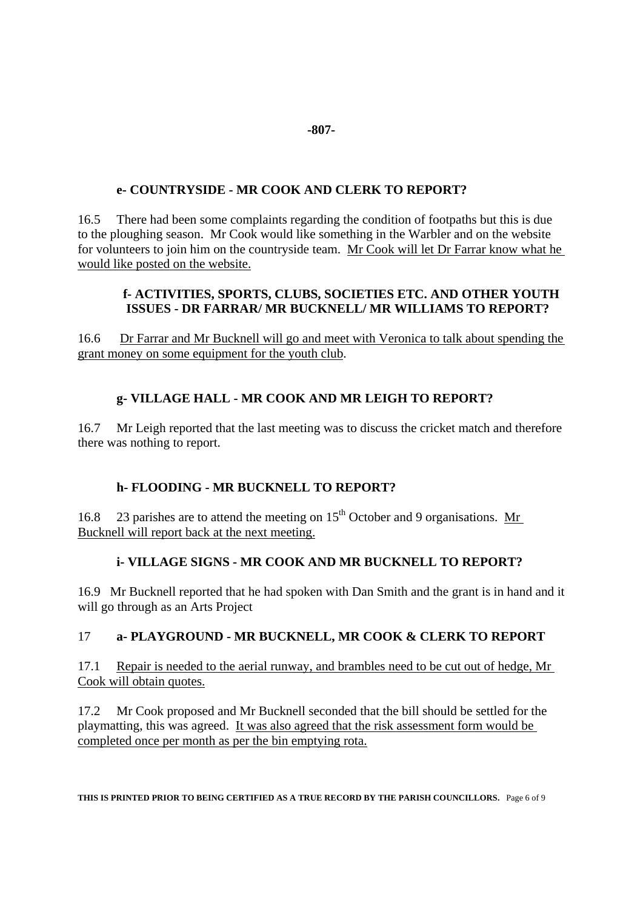**e- COUNTRYSIDE - MR COOK AND CLERK TO REPORT?**

16.5 There had been some complaints regarding the condition of footpaths but this is due to the ploughing season. Mr Cook would like something in the Warbler and on the website for volunteers to join him on the countryside team. Mr Cook will let Dr Farrar know what he would like posted on the website.

**f- ACTIVITIES, SPORTS, CLUBS, SOCIETIES ETC. AND OTHER YOUTH ISSUES - DR FARRAR/ MR BUCKNELL/ MR WILLIAMS TO REPORT?**

16.6 Dr Farrar and Mr Bucknell will go and meet with Veronica to talk about spending the grant money on some equipment for the youth club.

**g- VILLAGE HALL - MR COOK AND MR LEIGH TO REPORT?**

16.7 Mr Leigh reported that the last meeting was to discuss the cricket match and therefore there was nothing to report.

**h- FLOODING - MR BUCKNELL TO REPORT?**

16.8 23 parishes are to attend the meeting on 15th October and 9 organisations. Mr Bucknell will report back at the next meeting.

**i- VILLAGE SIGNS - MR COOK AND MR BUCKNELL TO REPORT?**

16.9 Mr Bucknell reported that he had spoken with Dan Smith and the grant is in hand and it will go through as an Arts Project

17 **a- PLAYGROUND - MR BUCKNELL, MR COOK & CLERK TO REPORT**

17.1 Repair is needed to the aerial runway, and brambles need to be cut out of hedge, Mr Cook will obtain quotes.

17.2 Mr Cook proposed and Mr Bucknell seconded that the bill should be settled for the playmatting, this was agreed. It was also agreed that the risk assessment form would be completed once per month as per the bin emptying rota.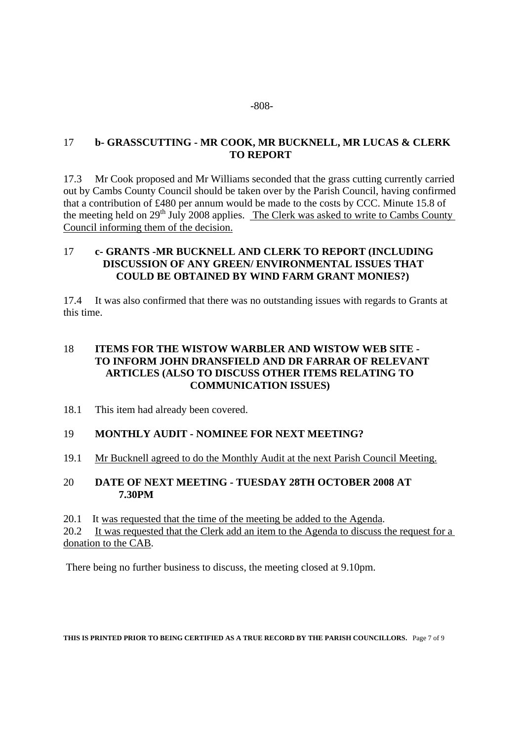-808-

### 17 b- GRASSCUTTING - MR COOK, MR BUCKNELL, MR LUCAS & CLERK TO REPORT

17.3 Mr Cook proposed and Mr Williams seconded that the grass cutting currently carried out by Cambs County Council should be taken over by the Parish Council, having confirmed that a contribution of £480 per annum would be made to the costs by CCC. Minute 15.8 of the meeting held on 29th July 2008 applies. The Clerk was asked to write to Cambs County Council informing them of the decision.

### 17 c- GRANTS -MR BUCKNELL AND CLERK TO REPORT (INCLUDING DISCUSSION OF ANY GREEN/ ENVIRONMENTAL ISSUES THAT COULD BE OBTAINED BY WIND FARM GRANT MONIES?)

17.4 It was also confirmed that there was no outstanding issues with regards to Grants at this time.

### 18 ITEMS FOR THE WISTOW WARBLER AND WISTOW WEB SITE - TO INFORM JOHN DRANSFIELD AND DR FARRAR OF RELEVANT ARTICLES (ALSO TO DISCUSS OTHER ITEMS RELATING TO COMMUNICATION ISSUES)

18.1 This item had already been covered.

### 19 MONTHLY AUDIT - NOMINEE FOR NEXT MEETING?

19.1 Mr Bucknell agreed to do the Monthly Audit at the next Parish Council Meeting.

### 20 DATE OF NEXT MEETING - TUESDAY 28TH OCTOBER 2008 AT 7.30PM

20.1 It was requested that the time of the meeting be added to the Agenda.

20.2 It was requested that the Clerk add an item to the Agenda to discuss the request for a donation to the CAB.

There being no further business to discuss, the meeting closed at 9.10pm.

**THIS IS PRINTED PRIOR TO BEING CERTIFIED AS A TRUE RECORD BY THE PARISH COUNCILLORS.**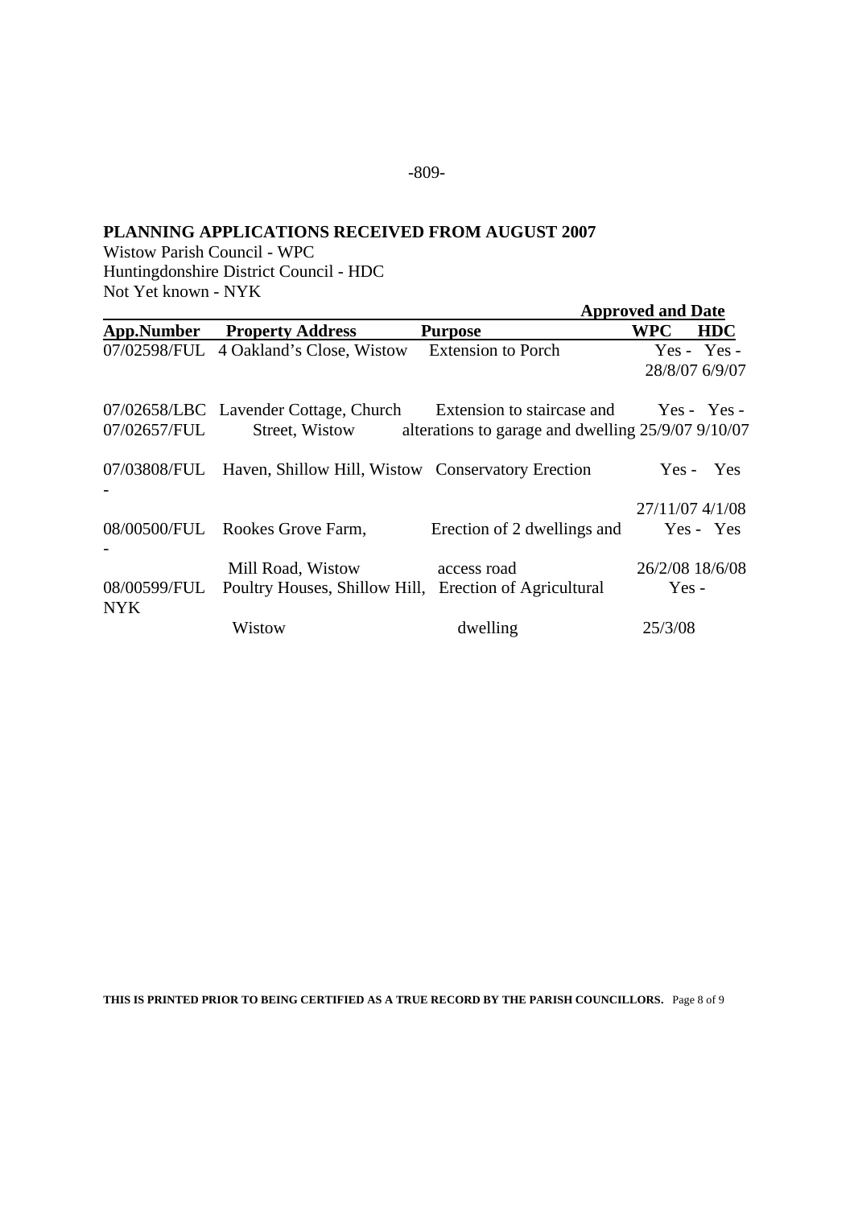**PLANNING APPLICATIONS RECEIVED FROM AUGUST 2007**

Wistow Parish Council - WPC
Huntingdonshire District Council - HDC
Not Yet known - NYK

| App.Number | Property Address | Purpose | Approved and Date WPC | HDC |
|---|---|---|---|---|
| 07/02598/FUL | 4 Oakland's Close, Wistow | Extension to Porch | Yes - 28/8/07 | Yes - 6/9/07 |
| 07/02658/LBC 07/02657/FUL | Lavender Cottage, Church Street, Wistow | Extension to staircase and alterations to garage and dwelling | Yes - 25/9/07 | Yes - 9/10/07 |
| 07/03808/FUL | Haven, Shillow Hill, Wistow | Conservatory Erection | Yes - 27/11/07 | Yes - 4/1/08 |
| 08/00500/FUL | Rookes Grove Farm, Mill Road, Wistow | Erection of 2 dwellings and access road | Yes - 26/2/08 | Yes - 18/6/08 |
| 08/00599/FUL | Poultry Houses, Shillow Hill, Wistow | Erection of Agricultural dwelling | Yes - 25/3/08 | NYK |

**THIS IS PRINTED PRIOR TO BEING CERTIFIED AS A TRUE RECORD BY THE PARISH COUNCILLORS.**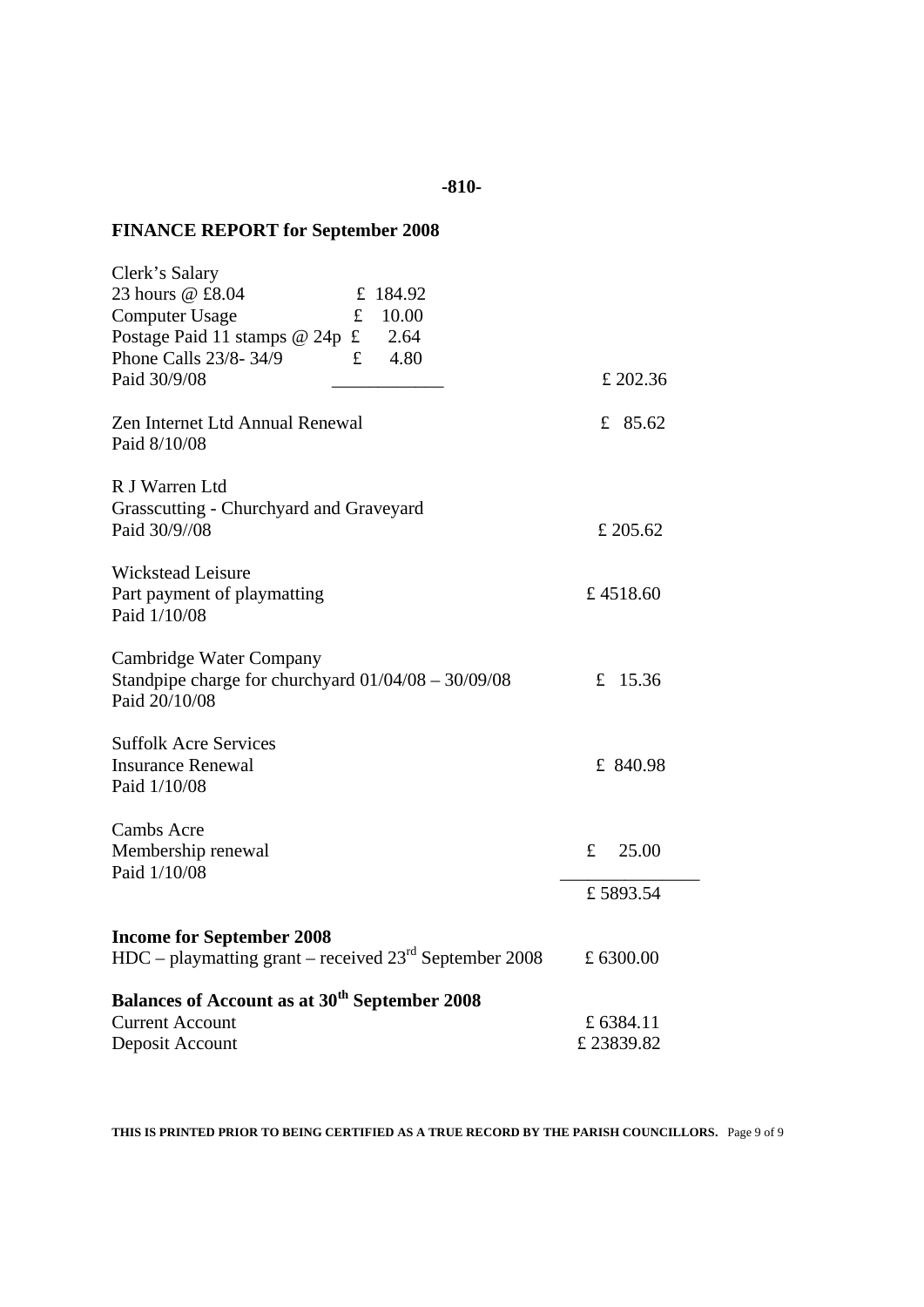## FINANCE REPORT for September 2008

Clerk's Salary

| | | |
|---|---|---|
| 23 hours @ £8.04 | £ 184.92 | |
| Computer Usage | £ 10.00 | |
| Postage Paid 11 stamps @ 24p | £ 2.64 | |
| Phone Calls 23/8- 34/9 | £ 4.80 | |
| Paid 30/9/08 | | £ 202.36 |

Zen Internet Ltd Annual Renewal — £ 85.62
Paid 8/10/08

R J Warren Ltd
Grasscutting - Churchyard and Graveyard
Paid 30/9//08 — £ 205.62

Wickstead Leisure
Part payment of playmatting — £ 4518.60
Paid 1/10/08

Cambridge Water Company
Standpipe charge for churchyard 01/04/08 – 30/09/08 — £ 15.36
Paid 20/10/08

Suffolk Acre Services
Insurance Renewal — £ 840.98
Paid 1/10/08

Cambs Acre
Membership renewal — £ 25.00
Paid 1/10/08

£ 5893.54

**Income for September 2008**

HDC – playmatting grant – received 23rd September 2008 — £ 6300.00

**Balances of Account as at 30th September 2008**

| | |
|---|---|
| Current Account | £ 6384.11 |
| Deposit Account | £ 23839.82 |

**THIS IS PRINTED PRIOR TO BEING CERTIFIED AS A TRUE RECORD BY THE PARISH COUNCILLORS.**